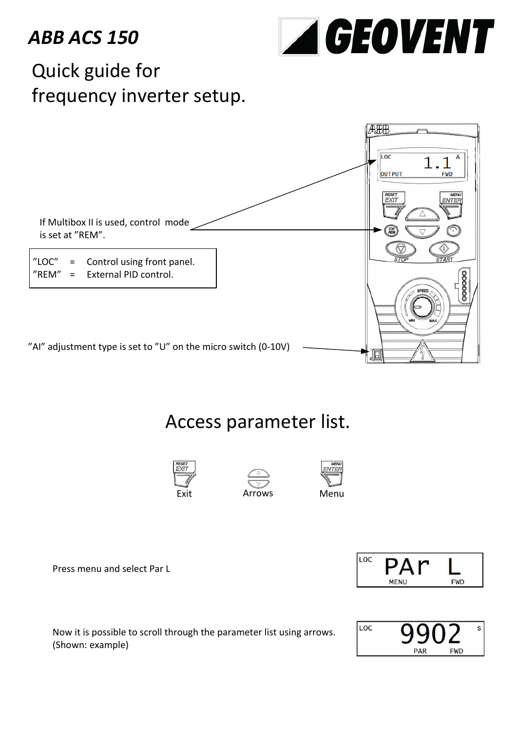# *ABB ACS 150*

GEOVENT

## Quick guide for frequency inverter setup.

If Multibox II is used, control mode is set at ”REM”.

| | | |
|---|---|---|
| ”LOC” | = | Control using front panel. |
| ”REM” | = | External PID control. |

”AI” adjustment type is set to ”U” on the micro switch (0-10V)

## Access parameter list.

Exit — Arrows — Menu

Press menu and select Par L

LOC PAr L MENU FWD

Now it is possible to scroll through the parameter list using arrows. (Shown: example)

LOC 9902 s PAR FWD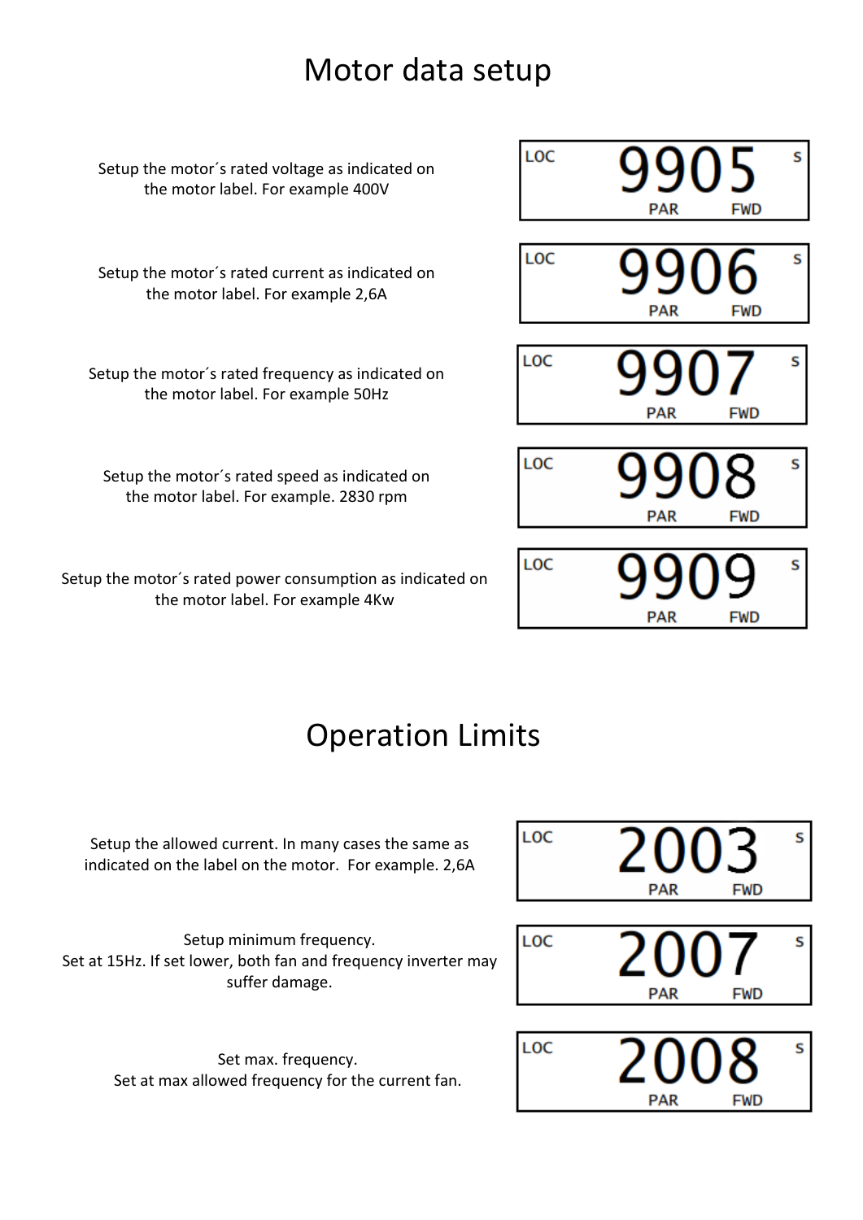# Motor data setup

| Description | Display |
|---|---|
| Setup the motor´s rated voltage as indicated on the motor label. For example 400V | LOC 9905 s PAR FWD |
| Setup the motor´s rated current as indicated on the motor label. For example 2,6A | LOC 9906 s PAR FWD |
| Setup the motor´s rated frequency as indicated on the motor label. For example 50Hz | LOC 9907 s PAR FWD |
| Setup the motor´s rated speed as indicated on the motor label. For example. 2830 rpm | LOC 9908 s PAR FWD |
| Setup the motor´s rated power consumption as indicated on the motor label. For example 4Kw | LOC 9909 s PAR FWD |

# Operation Limits

| Description | Display |
|---|---|
| Setup the allowed current. In many cases the same as indicated on the label on the motor. For example. 2,6A | LOC 2003 s PAR FWD |
| Setup minimum frequency. Set at 15Hz. If set lower, both fan and frequency inverter may suffer damage. | LOC 2007 s PAR FWD |
| Set max. frequency. Set at max allowed frequency for the current fan. | LOC 2008 s PAR FWD |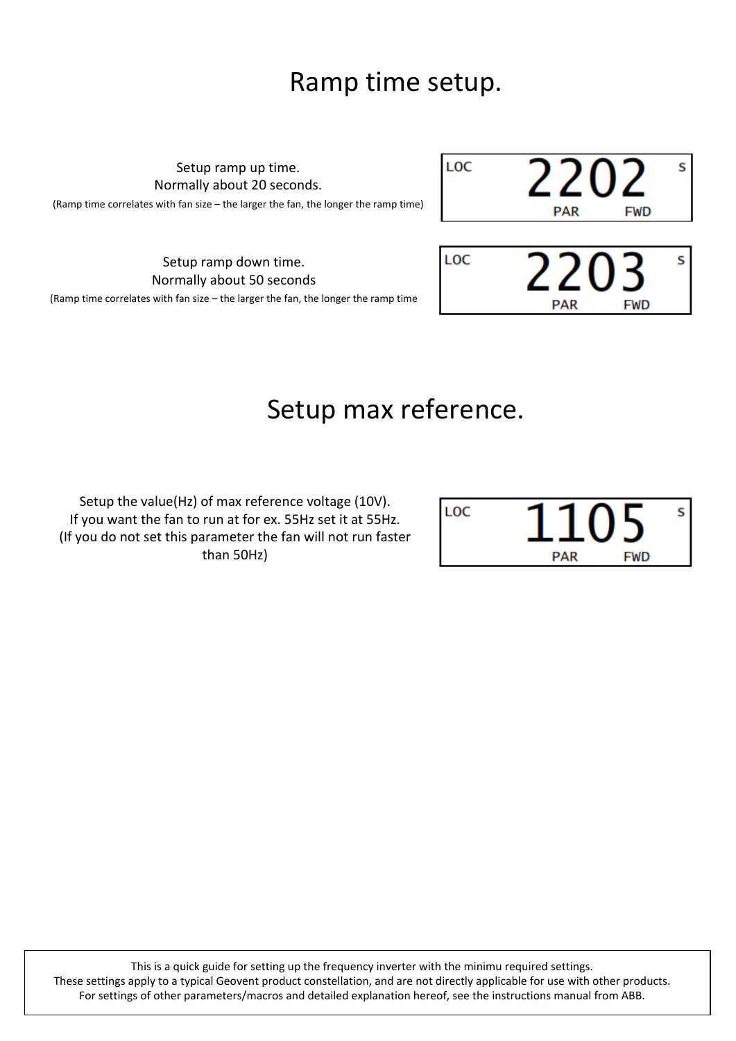# Ramp time setup.

Setup ramp up time.
Normally about 20 seconds.
(Ramp time correlates with fan size – the larger the fan, the longer the ramp time)

LOC 2202 s
PAR FWD

Setup ramp down time.
Normally about 50 seconds
(Ramp time correlates with fan size – the larger the fan, the longer the ramp time

LOC 2203 s
PAR FWD

# Setup max reference.

Setup the value(Hz) of max reference voltage (10V).
If you want the fan to run at for ex. 55Hz set it at 55Hz.
(If you do not set this parameter the fan will not run faster than 50Hz)

LOC 1105 s
PAR FWD

This is a quick guide for setting up the frequency inverter with the minimu required settings.
These settings apply to a typical Geovent product constellation, and are not directly applicable for use with other products.
For settings of other parameters/macros and detailed explanation hereof, see the instructions manual from ABB.